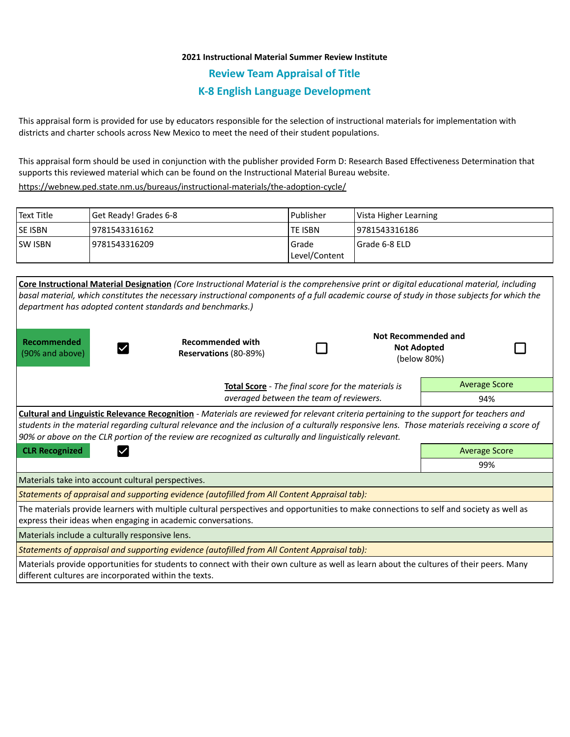**2021 Instructional Material Summer Review Institute**

## Review Team Appraisal of Title

## K-8 English Language Development

This appraisal form is provided for use by educators responsible for the selection of instructional materials for implementation with districts and charter schools across New Mexico to meet the need of their student populations.

This appraisal form should be used in conjunction with the publisher provided Form D: Research Based Effectiveness Determination that supports this reviewed material which can be found on the Instructional Material Bureau website.

https://webnew.ped.state.nm.us/bureaus/instructional-materials/the-adoption-cycle/

| Text Title | Get Ready! Grades 6-8 | Publisher | Vista Higher Learning |
|---|---|---|---|
| SE ISBN | 9781543316162 | TE ISBN | 9781543316186 |
| SW ISBN | 9781543316209 | Grade Level/Content | Grade 6-8 ELD |

**Core Instructional Material Designation** *(Core Instructional Material is the comprehensive print or digital educational material, including basal material, which constitutes the necessary instructional components of a full academic course of study in those subjects for which the department has adopted content standards and benchmarks.)*

| **Recommended** (90% and above) | ☑ | **Recommended with Reservations** (80-89%) | ☐ | **Not Recommended and Not Adopted** (below 80%) | ☐ |
|---|---|---|---|---|---|

**Total Score** - *The final score for the materials is averaged between the team of reviewers.*

| Average Score |
|---|
| 94% |

**Cultural and Linguistic Relevance Recognition** - *Materials are reviewed for relevant criteria pertaining to the support for teachers and students in the material regarding cultural relevance and the inclusion of a culturally responsive lens. Those materials receiving a score of 90% or above on the CLR portion of the review are recognized as culturally and linguistically relevant.*

| **CLR Recognized** | ☑ | Average Score |
|---|---|---|
| | | 99% |

Materials take into account cultural perspectives.

*Statements of appraisal and supporting evidence (autofilled from All Content Appraisal tab):*

The materials provide learners with multiple cultural perspectives and opportunities to make connections to self and society as well as express their ideas when engaging in academic conversations.

Materials include a culturally responsive lens.

*Statements of appraisal and supporting evidence (autofilled from All Content Appraisal tab):*

Materials provide opportunities for students to connect with their own culture as well as learn about the cultures of their peers. Many different cultures are incorporated within the texts.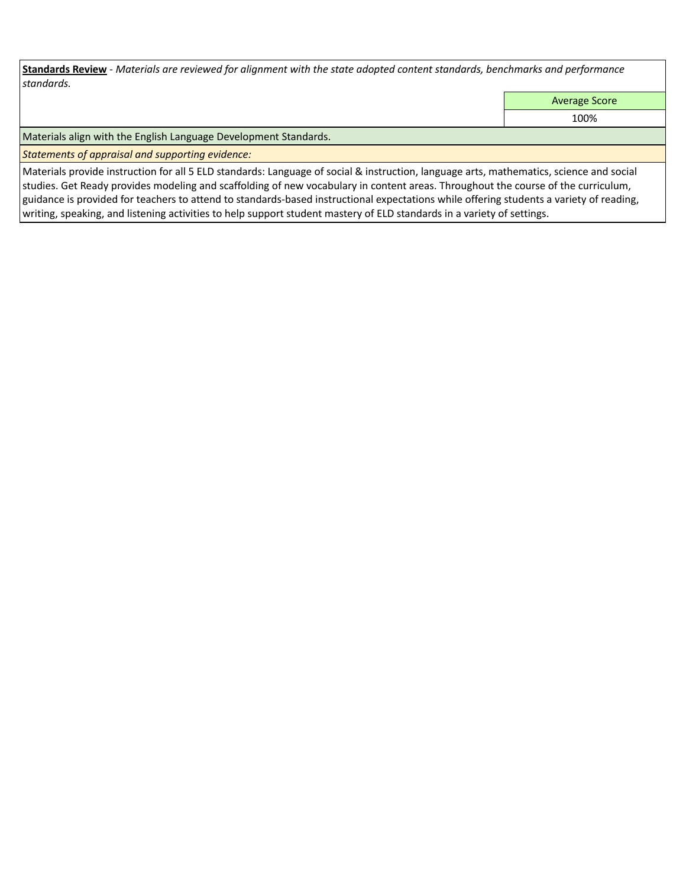**<u>Standards Review</u>** - *Materials are reviewed for alignment with the state adopted content standards, benchmarks and performance standards.*

| | Average Score |
|---|---|
| | 100% |

Materials align with the English Language Development Standards.

*Statements of appraisal and supporting evidence:*

Materials provide instruction for all 5 ELD standards: Language of social & instruction, language arts, mathematics, science and social studies. Get Ready provides modeling and scaffolding of new vocabulary in content areas. Throughout the course of the curriculum, guidance is provided for teachers to attend to standards-based instructional expectations while offering students a variety of reading, writing, speaking, and listening activities to help support student mastery of ELD standards in a variety of settings.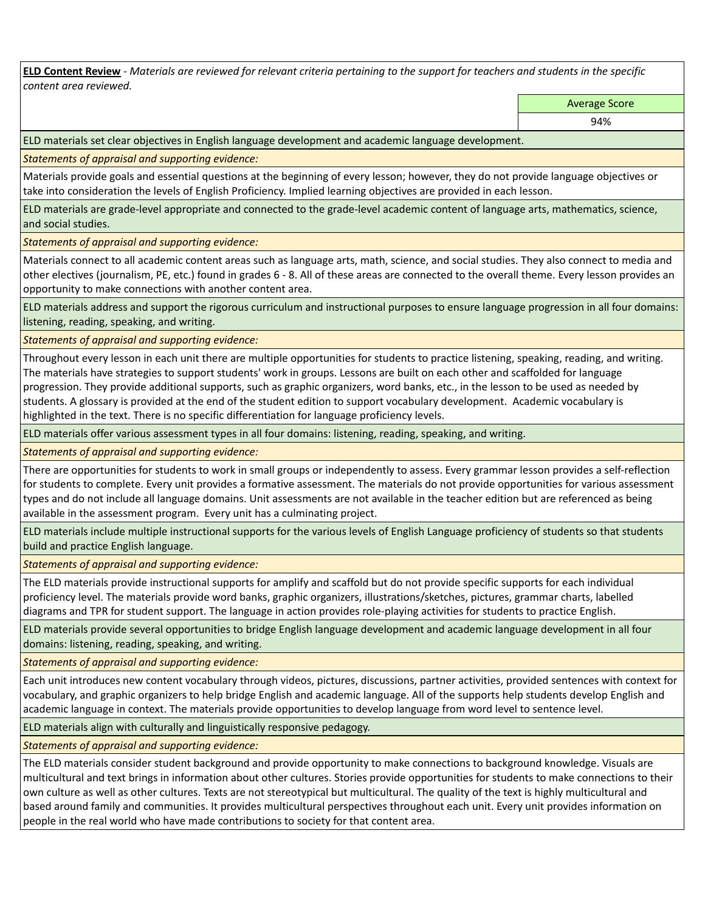**ELD Content Review** - *Materials are reviewed for relevant criteria pertaining to the support for teachers and students in the specific content area reviewed.*

| | Average Score |
|---|---|
| | 94% |

ELD materials set clear objectives in English language development and academic language development.

*Statements of appraisal and supporting evidence:*

Materials provide goals and essential questions at the beginning of every lesson; however, they do not provide language objectives or take into consideration the levels of English Proficiency. Implied learning objectives are provided in each lesson.

ELD materials are grade-level appropriate and connected to the grade-level academic content of language arts, mathematics, science, and social studies.

*Statements of appraisal and supporting evidence:*

Materials connect to all academic content areas such as language arts, math, science, and social studies. They also connect to media and other electives (journalism, PE, etc.) found in grades 6 - 8. All of these areas are connected to the overall theme. Every lesson provides an opportunity to make connections with another content area.

ELD materials address and support the rigorous curriculum and instructional purposes to ensure language progression in all four domains: listening, reading, speaking, and writing.

*Statements of appraisal and supporting evidence:*

Throughout every lesson in each unit there are multiple opportunities for students to practice listening, speaking, reading, and writing. The materials have strategies to support students' work in groups. Lessons are built on each other and scaffolded for language progression. They provide additional supports, such as graphic organizers, word banks, etc., in the lesson to be used as needed by students. A glossary is provided at the end of the student edition to support vocabulary development. Academic vocabulary is highlighted in the text. There is no specific differentiation for language proficiency levels.

ELD materials offer various assessment types in all four domains: listening, reading, speaking, and writing.

*Statements of appraisal and supporting evidence:*

There are opportunities for students to work in small groups or independently to assess. Every grammar lesson provides a self-reflection for students to complete. Every unit provides a formative assessment. The materials do not provide opportunities for various assessment types and do not include all language domains. Unit assessments are not available in the teacher edition but are referenced as being available in the assessment program. Every unit has a culminating project.

ELD materials include multiple instructional supports for the various levels of English Language proficiency of students so that students build and practice English language.

*Statements of appraisal and supporting evidence:*

The ELD materials provide instructional supports for amplify and scaffold but do not provide specific supports for each individual proficiency level. The materials provide word banks, graphic organizers, illustrations/sketches, pictures, grammar charts, labelled diagrams and TPR for student support. The language in action provides role-playing activities for students to practice English.

ELD materials provide several opportunities to bridge English language development and academic language development in all four domains: listening, reading, speaking, and writing.

*Statements of appraisal and supporting evidence:*

Each unit introduces new content vocabulary through videos, pictures, discussions, partner activities, provided sentences with context for vocabulary, and graphic organizers to help bridge English and academic language. All of the supports help students develop English and academic language in context. The materials provide opportunities to develop language from word level to sentence level.

ELD materials align with culturally and linguistically responsive pedagogy.

*Statements of appraisal and supporting evidence:*

The ELD materials consider student background and provide opportunity to make connections to background knowledge. Visuals are multicultural and text brings in information about other cultures. Stories provide opportunities for students to make connections to their own culture as well as other cultures. Texts are not stereotypical but multicultural. The quality of the text is highly multicultural and based around family and communities. It provides multicultural perspectives throughout each unit. Every unit provides information on people in the real world who have made contributions to society for that content area.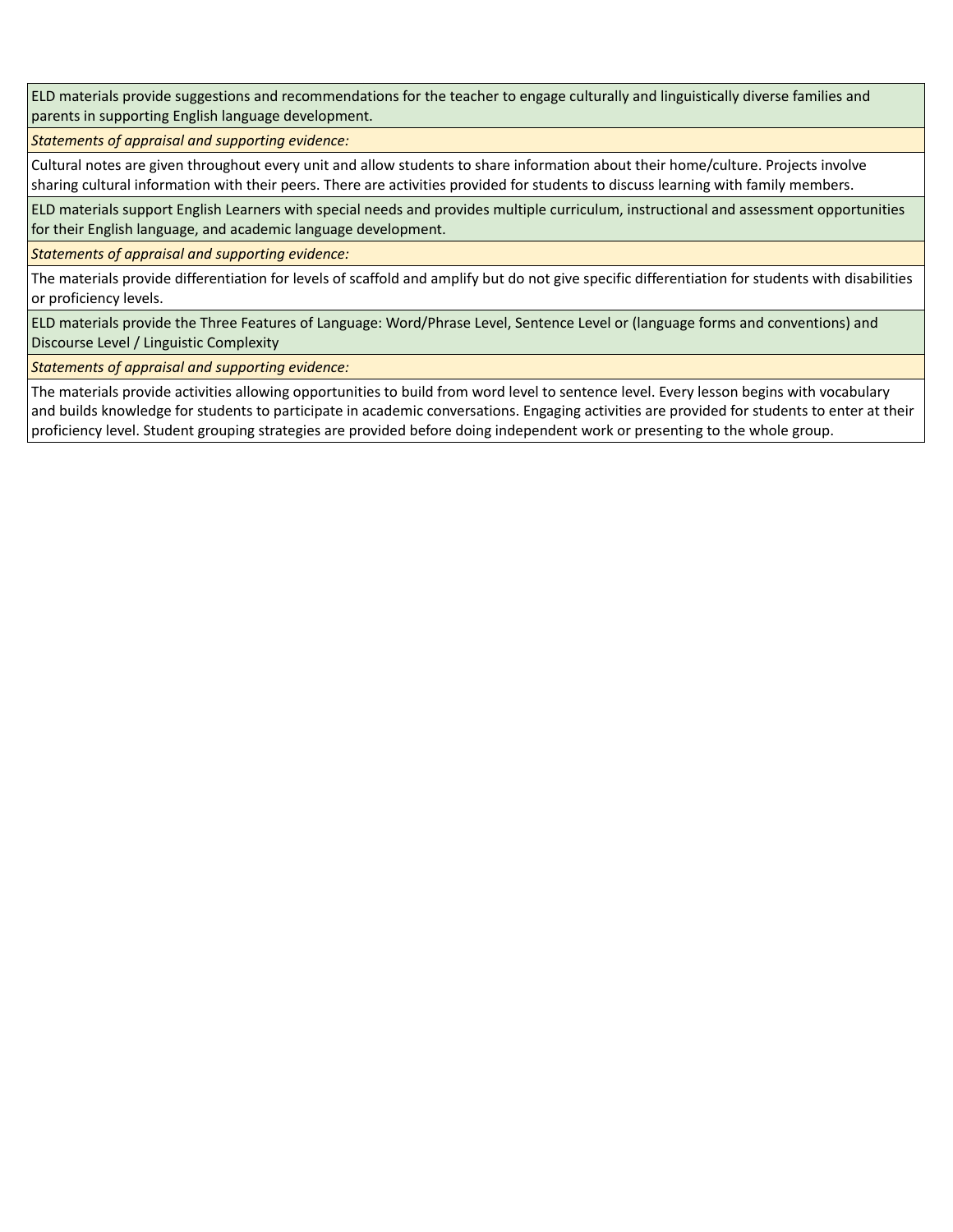| ELD materials provide suggestions and recommendations for the teacher to engage culturally and linguistically diverse families and parents in supporting English language development. |
|---|
| *Statements of appraisal and supporting evidence:* |
| Cultural notes are given throughout every unit and allow students to share information about their home/culture. Projects involve sharing cultural information with their peers. There are activities provided for students to discuss learning with family members. |
| ELD materials support English Learners with special needs and provides multiple curriculum, instructional and assessment opportunities for their English language, and academic language development. |
| *Statements of appraisal and supporting evidence:* |
| The materials provide differentiation for levels of scaffold and amplify but do not give specific differentiation for students with disabilities or proficiency levels. |
| ELD materials provide the Three Features of Language: Word/Phrase Level, Sentence Level or (language forms and conventions) and Discourse Level / Linguistic Complexity |
| *Statements of appraisal and supporting evidence:* |
| The materials provide activities allowing opportunities to build from word level to sentence level. Every lesson begins with vocabulary and builds knowledge for students to participate in academic conversations. Engaging activities are provided for students to enter at their proficiency level. Student grouping strategies are provided before doing independent work or presenting to the whole group. |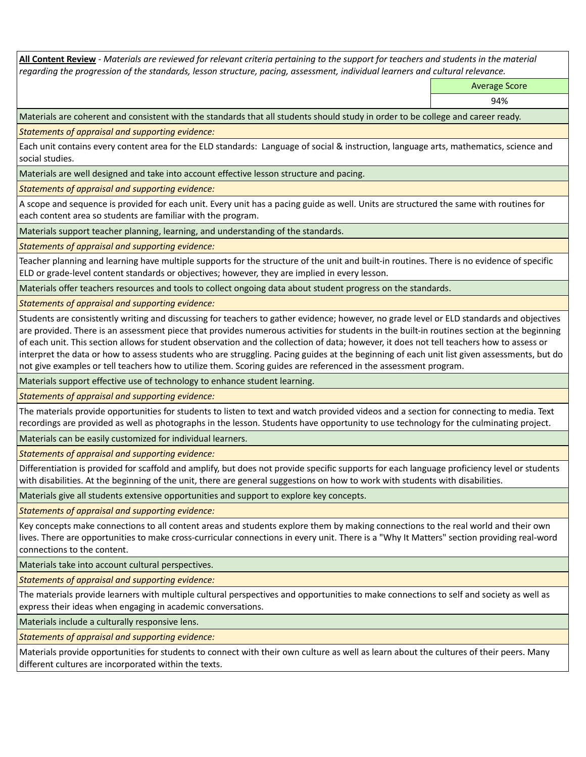**All Content Review** - *Materials are reviewed for relevant criteria pertaining to the support for teachers and students in the material regarding the progression of the standards, lesson structure, pacing, assessment, individual learners and cultural relevance.*

| Average Score |
| --- |
| 94% |

Materials are coherent and consistent with the standards that all students should study in order to be college and career ready.

*Statements of appraisal and supporting evidence:*

Each unit contains every content area for the ELD standards: Language of social & instruction, language arts, mathematics, science and social studies.

Materials are well designed and take into account effective lesson structure and pacing.

*Statements of appraisal and supporting evidence:*

A scope and sequence is provided for each unit. Every unit has a pacing guide as well. Units are structured the same with routines for each content area so students are familiar with the program.

Materials support teacher planning, learning, and understanding of the standards.

*Statements of appraisal and supporting evidence:*

Teacher planning and learning have multiple supports for the structure of the unit and built-in routines. There is no evidence of specific ELD or grade-level content standards or objectives; however, they are implied in every lesson.

Materials offer teachers resources and tools to collect ongoing data about student progress on the standards.

*Statements of appraisal and supporting evidence:*

Students are consistently writing and discussing for teachers to gather evidence; however, no grade level or ELD standards and objectives are provided. There is an assessment piece that provides numerous activities for students in the built-in routines section at the beginning of each unit. This section allows for student observation and the collection of data; however, it does not tell teachers how to assess or interpret the data or how to assess students who are struggling. Pacing guides at the beginning of each unit list given assessments, but do not give examples or tell teachers how to utilize them. Scoring guides are referenced in the assessment program.

Materials support effective use of technology to enhance student learning.

*Statements of appraisal and supporting evidence:*

The materials provide opportunities for students to listen to text and watch provided videos and a section for connecting to media. Text recordings are provided as well as photographs in the lesson. Students have opportunity to use technology for the culminating project.

Materials can be easily customized for individual learners.

*Statements of appraisal and supporting evidence:*

Differentiation is provided for scaffold and amplify, but does not provide specific supports for each language proficiency level or students with disabilities. At the beginning of the unit, there are general suggestions on how to work with students with disabilities.

Materials give all students extensive opportunities and support to explore key concepts.

*Statements of appraisal and supporting evidence:*

Key concepts make connections to all content areas and students explore them by making connections to the real world and their own lives. There are opportunities to make cross-curricular connections in every unit. There is a "Why It Matters" section providing real-word connections to the content.

Materials take into account cultural perspectives.

*Statements of appraisal and supporting evidence:*

The materials provide learners with multiple cultural perspectives and opportunities to make connections to self and society as well as express their ideas when engaging in academic conversations.

Materials include a culturally responsive lens.

*Statements of appraisal and supporting evidence:*

Materials provide opportunities for students to connect with their own culture as well as learn about the cultures of their peers. Many different cultures are incorporated within the texts.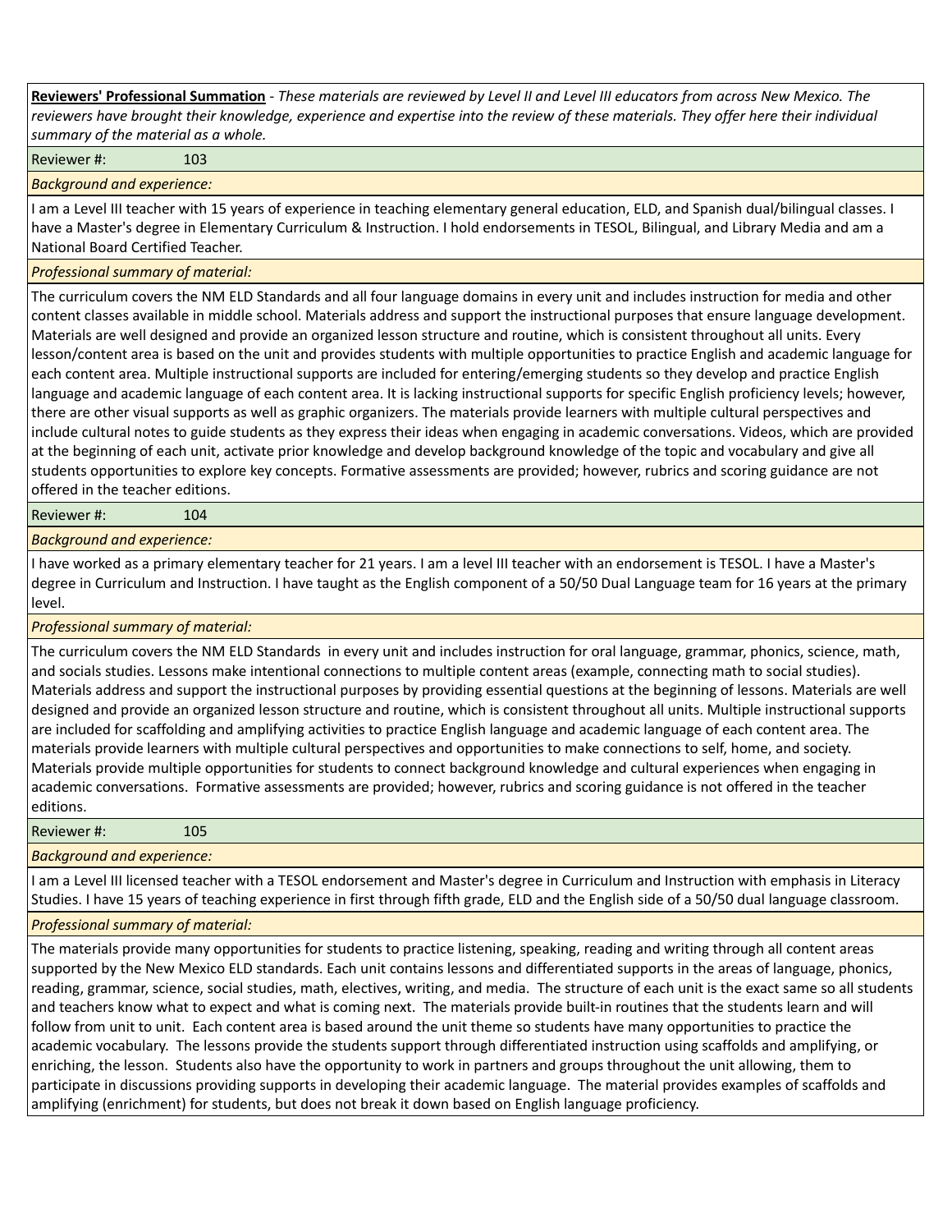**Reviewers' Professional Summation** - *These materials are reviewed by Level II and Level III educators from across New Mexico. The reviewers have brought their knowledge, experience and expertise into the review of these materials. They offer here their individual summary of the material as a whole.*

Reviewer #: 103

*Background and experience:*

I am a Level III teacher with 15 years of experience in teaching elementary general education, ELD, and Spanish dual/bilingual classes. I have a Master's degree in Elementary Curriculum & Instruction. I hold endorsements in TESOL, Bilingual, and Library Media and am a National Board Certified Teacher.

*Professional summary of material:*

The curriculum covers the NM ELD Standards and all four language domains in every unit and includes instruction for media and other content classes available in middle school. Materials address and support the instructional purposes that ensure language development. Materials are well designed and provide an organized lesson structure and routine, which is consistent throughout all units. Every lesson/content area is based on the unit and provides students with multiple opportunities to practice English and academic language for each content area. Multiple instructional supports are included for entering/emerging students so they develop and practice English language and academic language of each content area. It is lacking instructional supports for specific English proficiency levels; however, there are other visual supports as well as graphic organizers. The materials provide learners with multiple cultural perspectives and include cultural notes to guide students as they express their ideas when engaging in academic conversations. Videos, which are provided at the beginning of each unit, activate prior knowledge and develop background knowledge of the topic and vocabulary and give all students opportunities to explore key concepts. Formative assessments are provided; however, rubrics and scoring guidance are not offered in the teacher editions.

Reviewer #: 104

*Background and experience:*

I have worked as a primary elementary teacher for 21 years. I am a level III teacher with an endorsement is TESOL. I have a Master's degree in Curriculum and Instruction. I have taught as the English component of a 50/50 Dual Language team for 16 years at the primary level.

*Professional summary of material:*

The curriculum covers the NM ELD Standards in every unit and includes instruction for oral language, grammar, phonics, science, math, and socials studies. Lessons make intentional connections to multiple content areas (example, connecting math to social studies). Materials address and support the instructional purposes by providing essential questions at the beginning of lessons. Materials are well designed and provide an organized lesson structure and routine, which is consistent throughout all units. Multiple instructional supports are included for scaffolding and amplifying activities to practice English language and academic language of each content area. The materials provide learners with multiple cultural perspectives and opportunities to make connections to self, home, and society. Materials provide multiple opportunities for students to connect background knowledge and cultural experiences when engaging in academic conversations. Formative assessments are provided; however, rubrics and scoring guidance is not offered in the teacher editions.

Reviewer #: 105

*Background and experience:*

I am a Level III licensed teacher with a TESOL endorsement and Master's degree in Curriculum and Instruction with emphasis in Literacy Studies. I have 15 years of teaching experience in first through fifth grade, ELD and the English side of a 50/50 dual language classroom.

*Professional summary of material:*

The materials provide many opportunities for students to practice listening, speaking, reading and writing through all content areas supported by the New Mexico ELD standards. Each unit contains lessons and differentiated supports in the areas of language, phonics, reading, grammar, science, social studies, math, electives, writing, and media. The structure of each unit is the exact same so all students and teachers know what to expect and what is coming next. The materials provide built-in routines that the students learn and will follow from unit to unit. Each content area is based around the unit theme so students have many opportunities to practice the academic vocabulary. The lessons provide the students support through differentiated instruction using scaffolds and amplifying, or enriching, the lesson. Students also have the opportunity to work in partners and groups throughout the unit allowing, them to participate in discussions providing supports in developing their academic language. The material provides examples of scaffolds and amplifying (enrichment) for students, but does not break it down based on English language proficiency.